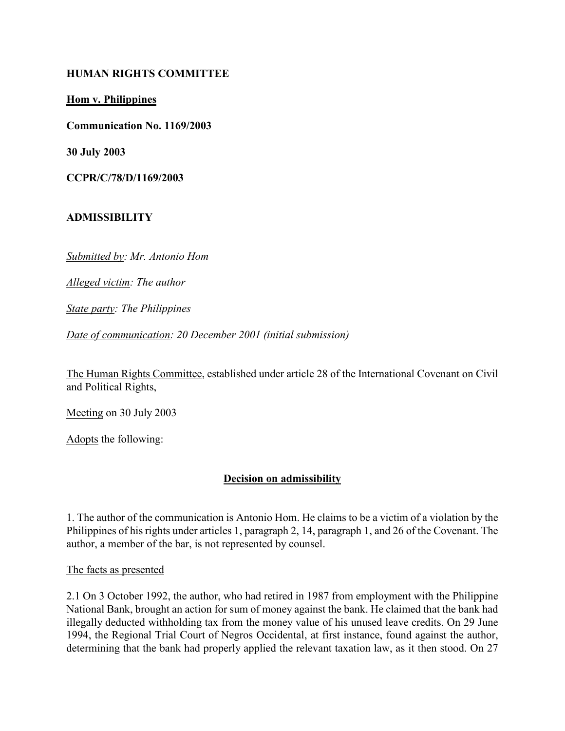**HUMAN RIGHTS COMMITTEE**

**Hom v. Philippines**

**Communication No. 1169/2003**

**30 July 2003**

**CCPR/C/78/D/1169/2003**

**ADMISSIBILITY**

*Submitted by: Mr. Antonio Hom*

*Alleged victim: The author*

*State party: The Philippines*

*Date of communication: 20 December 2001 (initial submission)*

The Human Rights Committee, established under article 28 of the International Covenant on Civil and Political Rights,

Meeting on 30 July 2003

Adopts the following:

**Decision on admissibility**

1. The author of the communication is Antonio Hom. He claims to be a victim of a violation by the Philippines of his rights under articles 1, paragraph 2, 14, paragraph 1, and 26 of the Covenant. The author, a member of the bar, is not represented by counsel.

The facts as presented

2.1 On 3 October 1992, the author, who had retired in 1987 from employment with the Philippine National Bank, brought an action for sum of money against the bank. He claimed that the bank had illegally deducted withholding tax from the money value of his unused leave credits. On 29 June 1994, the Regional Trial Court of Negros Occidental, at first instance, found against the author, determining that the bank had properly applied the relevant taxation law, as it then stood. On 27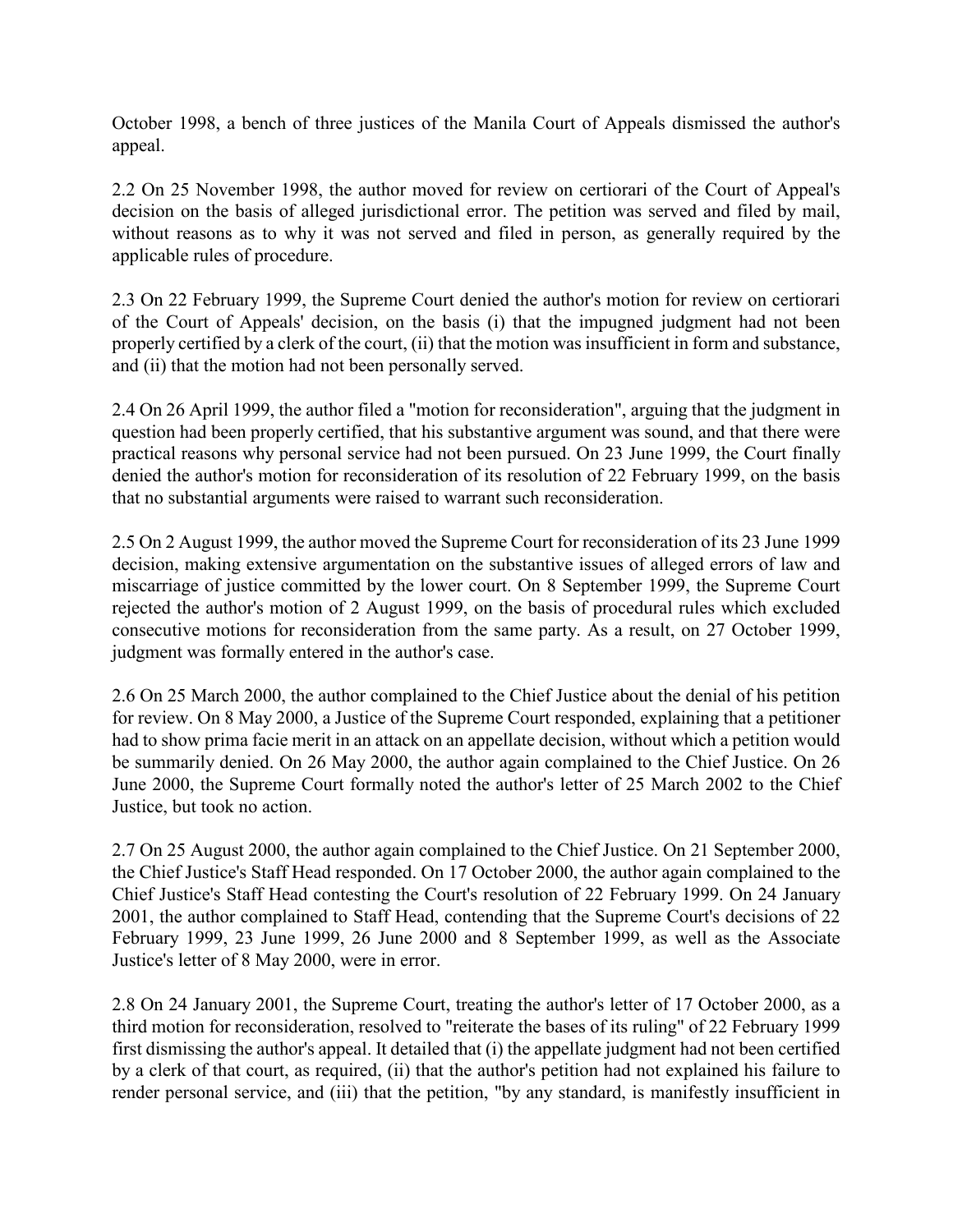October 1998, a bench of three justices of the Manila Court of Appeals dismissed the author's appeal.

2.2 On 25 November 1998, the author moved for review on certiorari of the Court of Appeal's decision on the basis of alleged jurisdictional error. The petition was served and filed by mail, without reasons as to why it was not served and filed in person, as generally required by the applicable rules of procedure.

2.3 On 22 February 1999, the Supreme Court denied the author's motion for review on certiorari of the Court of Appeals' decision, on the basis (i) that the impugned judgment had not been properly certified by a clerk of the court, (ii) that the motion was insufficient in form and substance, and (ii) that the motion had not been personally served.

2.4 On 26 April 1999, the author filed a "motion for reconsideration", arguing that the judgment in question had been properly certified, that his substantive argument was sound, and that there were practical reasons why personal service had not been pursued. On 23 June 1999, the Court finally denied the author's motion for reconsideration of its resolution of 22 February 1999, on the basis that no substantial arguments were raised to warrant such reconsideration.

2.5 On 2 August 1999, the author moved the Supreme Court for reconsideration of its 23 June 1999 decision, making extensive argumentation on the substantive issues of alleged errors of law and miscarriage of justice committed by the lower court. On 8 September 1999, the Supreme Court rejected the author's motion of 2 August 1999, on the basis of procedural rules which excluded consecutive motions for reconsideration from the same party. As a result, on 27 October 1999, judgment was formally entered in the author's case.

2.6 On 25 March 2000, the author complained to the Chief Justice about the denial of his petition for review. On 8 May 2000, a Justice of the Supreme Court responded, explaining that a petitioner had to show prima facie merit in an attack on an appellate decision, without which a petition would be summarily denied. On 26 May 2000, the author again complained to the Chief Justice. On 26 June 2000, the Supreme Court formally noted the author's letter of 25 March 2002 to the Chief Justice, but took no action.

2.7 On 25 August 2000, the author again complained to the Chief Justice. On 21 September 2000, the Chief Justice's Staff Head responded. On 17 October 2000, the author again complained to the Chief Justice's Staff Head contesting the Court's resolution of 22 February 1999. On 24 January 2001, the author complained to Staff Head, contending that the Supreme Court's decisions of 22 February 1999, 23 June 1999, 26 June 2000 and 8 September 1999, as well as the Associate Justice's letter of 8 May 2000, were in error.

2.8 On 24 January 2001, the Supreme Court, treating the author's letter of 17 October 2000, as a third motion for reconsideration, resolved to "reiterate the bases of its ruling" of 22 February 1999 first dismissing the author's appeal. It detailed that (i) the appellate judgment had not been certified by a clerk of that court, as required, (ii) that the author's petition had not explained his failure to render personal service, and (iii) that the petition, "by any standard, is manifestly insufficient in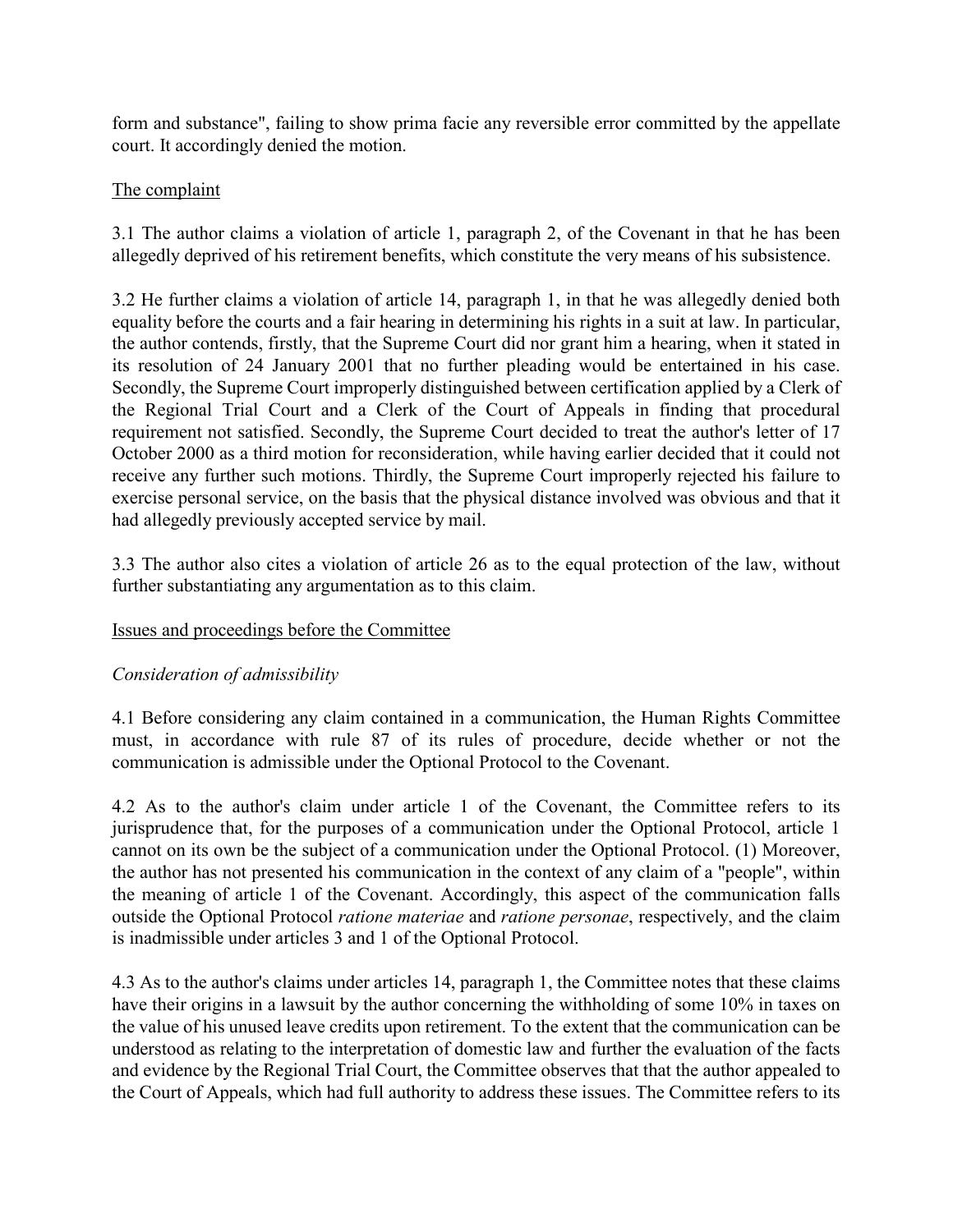form and substance", failing to show prima facie any reversible error committed by the appellate court. It accordingly denied the motion.

The complaint

3.1 The author claims a violation of article 1, paragraph 2, of the Covenant in that he has been allegedly deprived of his retirement benefits, which constitute the very means of his subsistence.

3.2 He further claims a violation of article 14, paragraph 1, in that he was allegedly denied both equality before the courts and a fair hearing in determining his rights in a suit at law. In particular, the author contends, firstly, that the Supreme Court did nor grant him a hearing, when it stated in its resolution of 24 January 2001 that no further pleading would be entertained in his case. Secondly, the Supreme Court improperly distinguished between certification applied by a Clerk of the Regional Trial Court and a Clerk of the Court of Appeals in finding that procedural requirement not satisfied. Secondly, the Supreme Court decided to treat the author's letter of 17 October 2000 as a third motion for reconsideration, while having earlier decided that it could not receive any further such motions. Thirdly, the Supreme Court improperly rejected his failure to exercise personal service, on the basis that the physical distance involved was obvious and that it had allegedly previously accepted service by mail.

3.3 The author also cites a violation of article 26 as to the equal protection of the law, without further substantiating any argumentation as to this claim.

Issues and proceedings before the Committee

*Consideration of admissibility*

4.1 Before considering any claim contained in a communication, the Human Rights Committee must, in accordance with rule 87 of its rules of procedure, decide whether or not the communication is admissible under the Optional Protocol to the Covenant.

4.2 As to the author's claim under article 1 of the Covenant, the Committee refers to its jurisprudence that, for the purposes of a communication under the Optional Protocol, article 1 cannot on its own be the subject of a communication under the Optional Protocol. (1) Moreover, the author has not presented his communication in the context of any claim of a "people", within the meaning of article 1 of the Covenant. Accordingly, this aspect of the communication falls outside the Optional Protocol *ratione materiae* and *ratione personae*, respectively, and the claim is inadmissible under articles 3 and 1 of the Optional Protocol.

4.3 As to the author's claims under articles 14, paragraph 1, the Committee notes that these claims have their origins in a lawsuit by the author concerning the withholding of some 10% in taxes on the value of his unused leave credits upon retirement. To the extent that the communication can be understood as relating to the interpretation of domestic law and further the evaluation of the facts and evidence by the Regional Trial Court, the Committee observes that that the author appealed to the Court of Appeals, which had full authority to address these issues. The Committee refers to its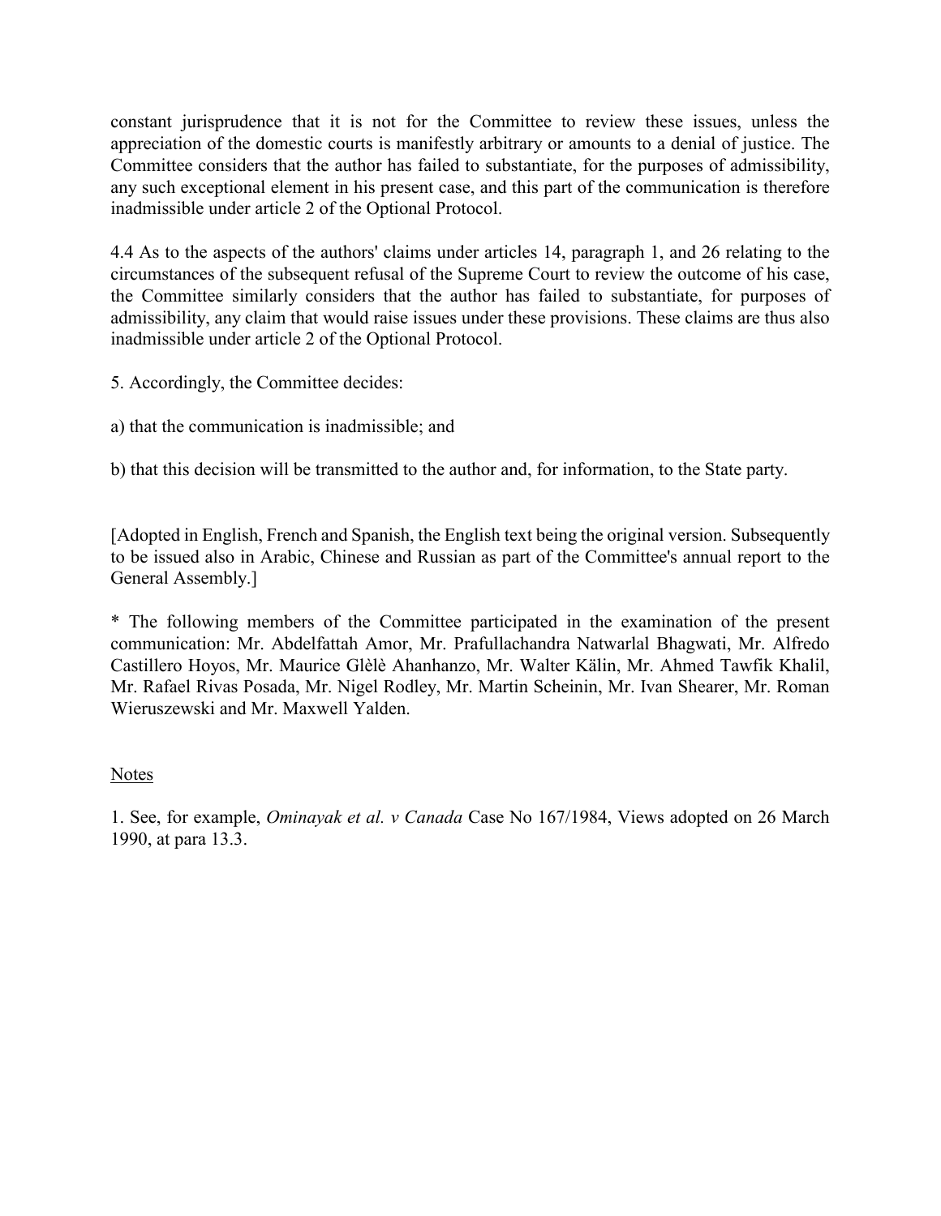constant jurisprudence that it is not for the Committee to review these issues, unless the appreciation of the domestic courts is manifestly arbitrary or amounts to a denial of justice. The Committee considers that the author has failed to substantiate, for the purposes of admissibility, any such exceptional element in his present case, and this part of the communication is therefore inadmissible under article 2 of the Optional Protocol.

4.4 As to the aspects of the authors' claims under articles 14, paragraph 1, and 26 relating to the circumstances of the subsequent refusal of the Supreme Court to review the outcome of his case, the Committee similarly considers that the author has failed to substantiate, for purposes of admissibility, any claim that would raise issues under these provisions. These claims are thus also inadmissible under article 2 of the Optional Protocol.

5. Accordingly, the Committee decides:

a) that the communication is inadmissible; and

b) that this decision will be transmitted to the author and, for information, to the State party.

[Adopted in English, French and Spanish, the English text being the original version. Subsequently to be issued also in Arabic, Chinese and Russian as part of the Committee's annual report to the General Assembly.]

* The following members of the Committee participated in the examination of the present communication: Mr. Abdelfattah Amor, Mr. Prafullachandra Natwarlal Bhagwati, Mr. Alfredo Castillero Hoyos, Mr. Maurice Glèlè Ahanhanzo, Mr. Walter Kälin, Mr. Ahmed Tawfik Khalil, Mr. Rafael Rivas Posada, Mr. Nigel Rodley, Mr. Martin Scheinin, Mr. Ivan Shearer, Mr. Roman Wieruszewski and Mr. Maxwell Yalden.

Notes

1. See, for example, *Ominayak et al. v Canada* Case No 167/1984, Views adopted on 26 March 1990, at para 13.3.